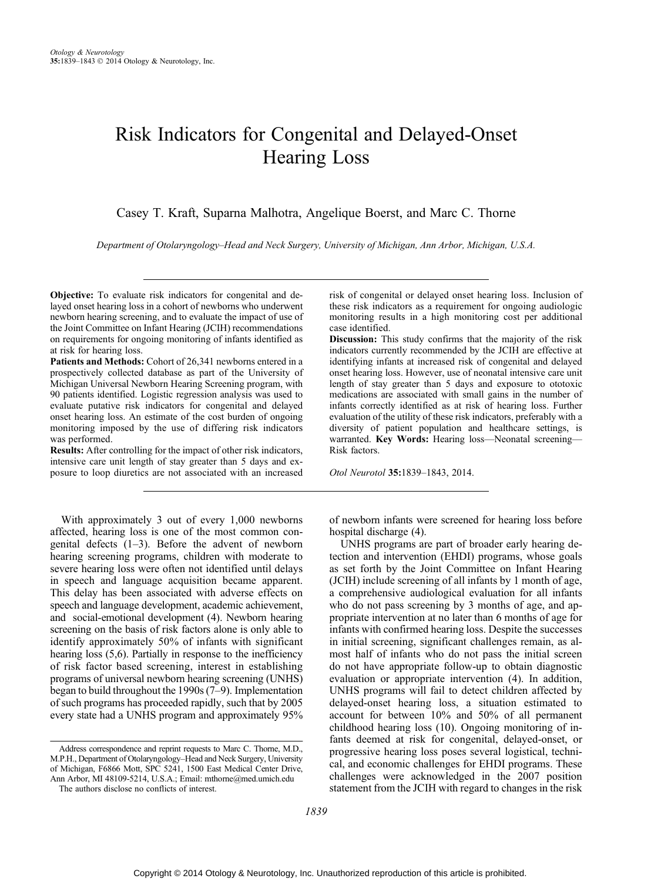# Risk Indicators for Congenital and Delayed-Onset Hearing Loss

Casey T. Kraft, Suparna Malhotra, Angelique Boerst, and Marc C. Thorne

*Department of Otolaryngology–Head and Neck Surgery, University of Michigan, Ann Arbor, Michigan, U.S.A.*

**Objective:** To evaluate risk indicators for congenital and delayed onset hearing loss in a cohort of newborns who underwent newborn hearing screening, and to evaluate the impact of use of the Joint Committee on Infant Hearing (JCIH) recommendations on requirements for ongoing monitoring of infants identified as at risk for hearing loss.

**Patients and Methods:** Cohort of 26,341 newborns entered in a prospectively collected database as part of the University of Michigan Universal Newborn Hearing Screening program, with 90 patients identified. Logistic regression analysis was used to evaluate putative risk indicators for congenital and delayed onset hearing loss. An estimate of the cost burden of ongoing monitoring imposed by the use of differing risk indicators was performed.

**Results:** After controlling for the impact of other risk indicators, intensive care unit length of stay greater than 5 days and exposure to loop diuretics are not associated with an increased risk of congenital or delayed onset hearing loss. Inclusion of these risk indicators as a requirement for ongoing audiologic monitoring results in a high monitoring cost per additional case identified.

**Discussion:** This study confirms that the majority of the risk indicators currently recommended by the JCIH are effective at identifying infants at increased risk of congenital and delayed onset hearing loss. However, use of neonatal intensive care unit length of stay greater than 5 days and exposure to ototoxic medications are associated with small gains in the number of infants correctly identified as at risk of hearing loss. Further evaluation of the utility of these risk indicators, preferably with a diversity of patient population and healthcare settings, is warranted. **Key Words:** Hearing loss—Neonatal screening—Risk factors.

*Otol Neurotol* **35:**1839–1843, 2014.

With approximately 3 out of every 1,000 newborns affected, hearing loss is one of the most common congenital defects (1–3). Before the advent of newborn hearing screening programs, children with moderate to severe hearing loss were often not identified until delays in speech and language acquisition became apparent. This delay has been associated with adverse effects on speech and language development, academic achievement, and social-emotional development (4). Newborn hearing screening on the basis of risk factors alone is only able to identify approximately 50% of infants with significant hearing loss (5,6). Partially in response to the inefficiency of risk factor based screening, interest in establishing programs of universal newborn hearing screening (UNHS) began to build throughout the 1990s (7–9). Implementation of such programs has proceeded rapidly, such that by 2005 every state had a UNHS program and approximately 95% of newborn infants were screened for hearing loss before hospital discharge (4).

UNHS programs are part of broader early hearing detection and intervention (EHDI) programs, whose goals as set forth by the Joint Committee on Infant Hearing (JCIH) include screening of all infants by 1 month of age, a comprehensive audiological evaluation for all infants who do not pass screening by 3 months of age, and appropriate intervention at no later than 6 months of age for infants with confirmed hearing loss. Despite the successes in initial screening, significant challenges remain, as almost half of infants who do not pass the initial screen do not have appropriate follow-up to obtain diagnostic evaluation or appropriate intervention (4). In addition, UNHS programs will fail to detect children affected by delayed-onset hearing loss, a situation estimated to account for between 10% and 50% of all permanent childhood hearing loss (10). Ongoing monitoring of infants deemed at risk for congenital, delayed-onset, or progressive hearing loss poses several logistical, technical, and economic challenges for EHDI programs. These challenges were acknowledged in the 2007 position statement from the JCIH with regard to changes in the risk

Address correspondence and reprint requests to Marc C. Thorne, M.D., M.P.H., Department of Otolaryngology–Head and Neck Surgery, University of Michigan, F6866 Mott, SPC 5241, 1500 East Medical Center Drive, Ann Arbor, MI 48109-5214, U.S.A.; Email: mthorne@med.umich.edu

The authors disclose no conflicts of interest.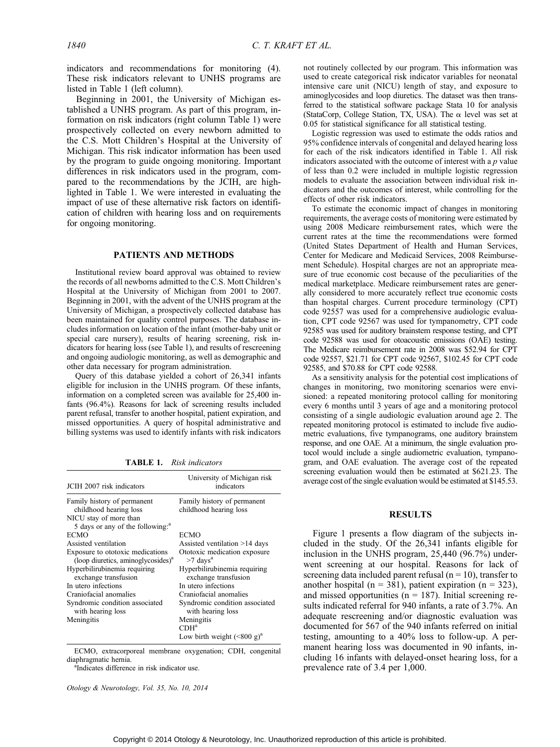indicators and recommendations for monitoring (4). These risk indicators relevant to UNHS programs are listed in Table 1 (left column).

Beginning in 2001, the University of Michigan established a UNHS program. As part of this program, information on risk indicators (right column Table 1) were prospectively collected on every newborn admitted to the C.S. Mott Children's Hospital at the University of Michigan. This risk indicator information has been used by the program to guide ongoing monitoring. Important differences in risk indicators used in the program, compared to the recommendations by the JCIH, are highlighted in Table 1. We were interested in evaluating the impact of use of these alternative risk factors on identification of children with hearing loss and on requirements for ongoing monitoring.

## PATIENTS AND METHODS

Institutional review board approval was obtained to review the records of all newborns admitted to the C.S. Mott Children's Hospital at the University of Michigan from 2001 to 2007. Beginning in 2001, with the advent of the UNHS program at the University of Michigan, a prospectively collected database has been maintained for quality control purposes. The database includes information on location of the infant (mother-baby unit or special care nursery), results of hearing screening, risk indicators for hearing loss (see Table 1), and results of rescreening and ongoing audiologic monitoring, as well as demographic and other data necessary for program administration.

Query of this database yielded a cohort of 26,341 infants eligible for inclusion in the UNHS program. Of these infants, information on a completed screen was available for 25,400 infants (96.4%). Reasons for lack of screening results included parent refusal, transfer to another hospital, patient expiration, and missed opportunities. A query of hospital administrative and billing systems was used to identify infants with risk indicators

**TABLE 1.** *Risk indicators*

| JCIH 2007 risk indicators | University of Michigan risk indicators |
|---|---|
| Family history of permanent childhood hearing loss | Family history of permanent childhood hearing loss |
| NICU stay of more than 5 days or any of the following:[a] | |
| ECMO | ECMO |
| Assisted ventilation | Assisted ventilation >14 days |
| Exposure to ototoxic medications (loop diuretics, aminoglycosides)[a] | Ototoxic medication exposure >7 days[a] |
| Hyperbilirubinemia requiring exchange transfusion | Hyperbilirubinemia requiring exchange transfusion |
| In utero infections | In utero infections |
| Craniofacial anomalies | Craniofacial anomalies |
| Syndromic condition associated with hearing loss | Syndromic condition associated with hearing loss |
| Meningitis | Meningitis |
| | CDH[a] |
| | Low birth weight (<800 g)[a] |

ECMO, extracorporeal membrane oxygenation; CDH, congenital diaphragmatic hernia.

[a]Indicates difference in risk indicator use.

not routinely collected by our program. This information was used to create categorical risk indicator variables for neonatal intensive care unit (NICU) length of stay, and exposure to aminoglycosides and loop diuretics. The dataset was then transferred to the statistical software package Stata 10 for analysis (StataCorp, College Station, TX, USA). The $\alpha$ level was set at 0.05 for statistical significance for all statistical testing.

Logistic regression was used to estimate the odds ratios and 95% confidence intervals of congenital and delayed hearing loss for each of the risk indicators identified in Table 1. All risk indicators associated with the outcome of interest with a $p$ value of less than 0.2 were included in multiple logistic regression models to evaluate the association between individual risk indicators and the outcomes of interest, while controlling for the effects of other risk indicators.

To estimate the economic impact of changes in monitoring requirements, the average costs of monitoring were estimated by using 2008 Medicare reimbursement rates, which were the current rates at the time the recommendations were formed (United States Department of Health and Human Services, Center for Medicare and Medicaid Services, 2008 Reimbursement Schedule). Hospital charges are not an appropriate measure of true economic cost because of the peculiarities of the medical marketplace. Medicare reimbursement rates are generally considered to more accurately reflect true economic costs than hospital charges. Current procedure terminology (CPT) code 92557 was used for a comprehensive audiologic evaluation, CPT code 92567 was used for tympanometry, CPT code 92585 was used for auditory brainstem response testing, and CPT code 92588 was used for otoacoustic emissions (OAE) testing. The Medicare reimbursement rate in 2008 was \$52.94 for CPT code 92557, \$21.71 for CPT code 92567, \$102.45 for CPT code 92585, and \$70.88 for CPT code 92588.

As a sensitivity analysis for the potential cost implications of changes in monitoring, two monitoring scenarios were envisioned: a repeated monitoring protocol calling for monitoring every 6 months until 3 years of age and a monitoring protocol consisting of a single audiologic evaluation around age 2. The repeated monitoring protocol is estimated to include five audiometric evaluations, five tympanograms, one auditory brainstem response, and one OAE. At a minimum, the single evaluation protocol would include a single audiometric evaluation, tympanogram, and OAE evaluation. The average cost of the repeated screening evaluation would then be estimated at \$621.23. The average cost of the single evaluation would be estimated at \$145.53.

## RESULTS

Figure 1 presents a flow diagram of the subjects included in the study. Of the 26,341 infants eligible for inclusion in the UNHS program, 25,440 (96.7%) underwent screening at our hospital. Reasons for lack of screening data included parent refusal (n = 10), transfer to another hospital (n = 381), patient expiration (n = 323), and missed opportunities (n = 187). Initial screening results indicated referral for 940 infants, a rate of 3.7%. An adequate rescreening and/or diagnostic evaluation was documented for 567 of the 940 infants referred on initial testing, amounting to a 40% loss to follow-up. A permanent hearing loss was documented in 90 infants, including 16 infants with delayed-onset hearing loss, for a prevalence rate of 3.4 per 1,000.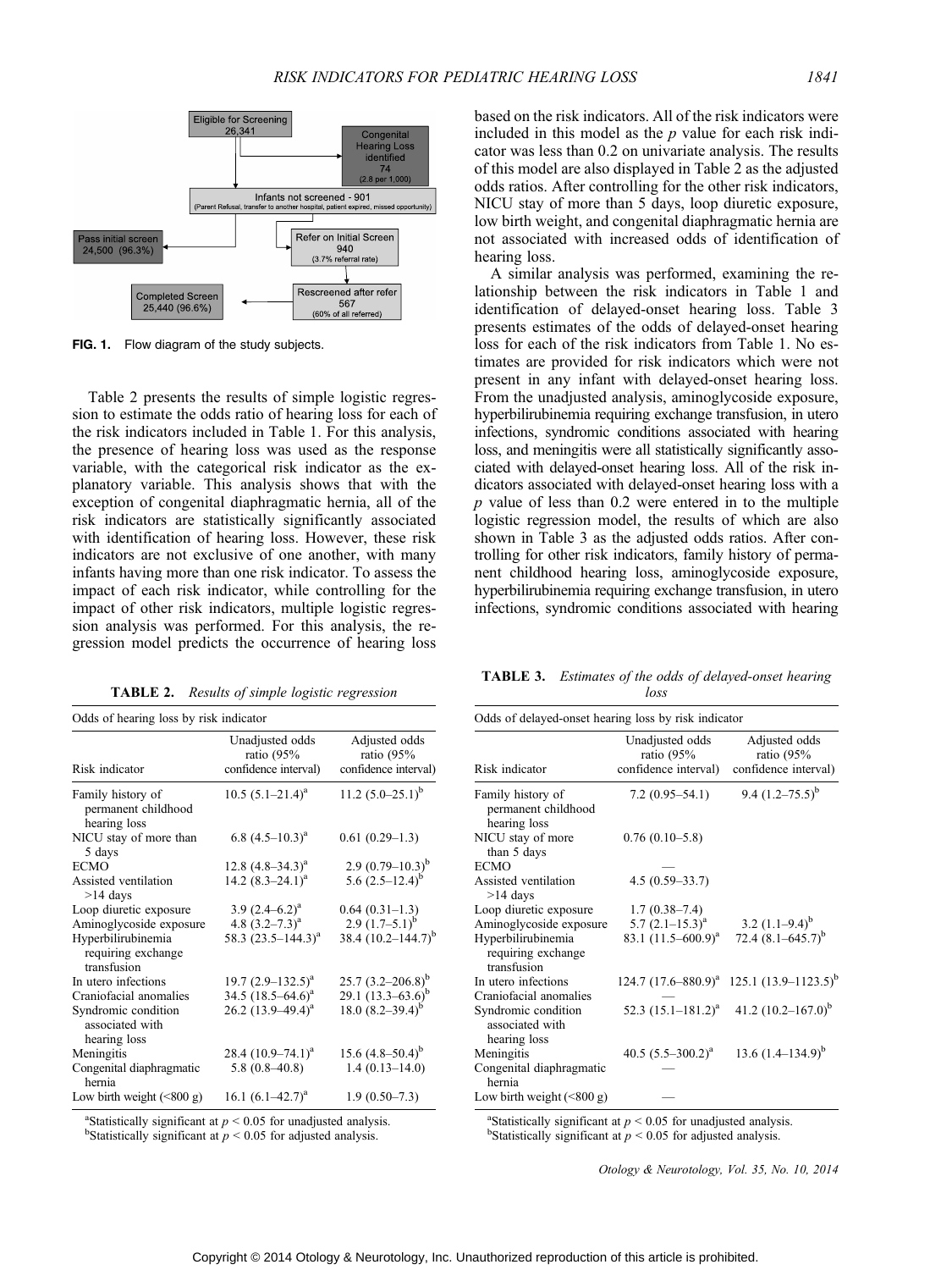Eligible for Screening 26,341

Congenital Hearing Loss identified 74 (2.8 per 1,000)

Infants not screened - 901 (Parent Refusal, transfer to another hospital, patient expired, missed opportunity)

Pass initial screen 24,500 (96.3%)

Refer on Initial Screen 940 (3.7% referral rate)

Rescreened after refer 567 (60% of all referred)

Completed Screen 25,440 (96.6%)

**FIG. 1.** Flow diagram of the study subjects.

Table 2 presents the results of simple logistic regression to estimate the odds ratio of hearing loss for each of the risk indicators included in Table 1. For this analysis, the presence of hearing loss was used as the response variable, with the categorical risk indicator as the explanatory variable. This analysis shows that with the exception of congenital diaphragmatic hernia, all of the risk indicators are statistically significantly associated with identification of hearing loss. However, these risk indicators are not exclusive of one another, with many infants having more than one risk indicator. To assess the impact of each risk indicator, while controlling for the impact of other risk indicators, multiple logistic regression analysis was performed. For this analysis, the regression model predicts the occurrence of hearing loss based on the risk indicators. All of the risk indicators were included in this model as the $p$ value for each risk indicator was less than 0.2 on univariate analysis. The results of this model are also displayed in Table 2 as the adjusted odds ratios. After controlling for the other risk indicators, NICU stay of more than 5 days, loop diuretic exposure, low birth weight, and congenital diaphragmatic hernia are not associated with increased odds of identification of hearing loss.

A similar analysis was performed, examining the relationship between the risk indicators in Table 1 and identification of delayed-onset hearing loss. Table 3 presents estimates of the odds of delayed-onset hearing loss for each of the risk indicators from Table 1. No estimates are provided for risk indicators which were not present in any infant with delayed-onset hearing loss. From the unadjusted analysis, aminoglycoside exposure, hyperbilirubinemia requiring exchange transfusion, in utero infections, syndromic conditions associated with hearing loss, and meningitis were all statistically significantly associated with delayed-onset hearing loss. All of the risk indicators associated with delayed-onset hearing loss with a $p$ value of less than 0.2 were entered in to the multiple logistic regression model, the results of which are also shown in Table 3 as the adjusted odds ratios. After controlling for other risk indicators, family history of permanent childhood hearing loss, aminoglycoside exposure, hyperbilirubinemia requiring exchange transfusion, in utero infections, syndromic conditions associated with hearing

**TABLE 2.** *Results of simple logistic regression*

| Odds of hearing loss by risk indicator | | |
|---|---|---|
| Risk indicator | Unadjusted odds ratio (95% confidence interval) | Adjusted odds ratio (95% confidence interval) |
| Family history of permanent childhood hearing loss | 10.5 (5.1–21.4)[a] | 11.2 (5.0–25.1)[b] |
| NICU stay of more than 5 days | 6.8 (4.5–10.3)[a] | 0.61 (0.29–1.3) |
| ECMO | 12.8 (4.8–34.3)[a] | 2.9 (0.79–10.3)[b] |
| Assisted ventilation >14 days | 14.2 (8.3–24.1)[a] | 5.6 (2.5–12.4)[b] |
| Loop diuretic exposure | 3.9 (2.4–6.2)[a] | 0.64 (0.31–1.3) |
| Aminoglycoside exposure | 4.8 (3.2–7.3)[a] | 2.9 (1.7–5.1)[b] |
| Hyperbilirubinemia requiring exchange transfusion | 58.3 (23.5–144.3)[a] | 38.4 (10.2–144.7)[b] |
| In utero infections | 19.7 (2.9–132.5)[a] | 25.7 (3.2–206.8)[b] |
| Craniofacial anomalies | 34.5 (18.5–64.6)[a] | 29.1 (13.3–63.6)[b] |
| Syndromic condition associated with hearing loss | 26.2 (13.9–49.4)[a] | 18.0 (8.2–39.4)[b] |
| Meningitis | 28.4 (10.9–74.1)[a] | 15.6 (4.8–50.4)[b] |
| Congenital diaphragmatic hernia | 5.8 (0.8–40.8) | 1.4 (0.13–14.0) |
| Low birth weight (<800 g) | 16.1 (6.1–42.7)[a] | 1.9 (0.50–7.3) |

[a]Statistically significant at $p < 0.05$ for unadjusted analysis.
[b]Statistically significant at $p < 0.05$ for adjusted analysis.

**TABLE 3.** *Estimates of the odds of delayed-onset hearing loss*

| Odds of delayed-onset hearing loss by risk indicator | | |
|---|---|---|
| Risk indicator | Unadjusted odds ratio (95% confidence interval) | Adjusted odds ratio (95% confidence interval) |
| Family history of permanent childhood hearing loss | 7.2 (0.95–54.1) | 9.4 (1.2–75.5)[b] |
| NICU stay of more than 5 days | 0.76 (0.10–5.8) | |
| ECMO | — | |
| Assisted ventilation >14 days | 4.5 (0.59–33.7) | |
| Loop diuretic exposure | 1.7 (0.38–7.4) | |
| Aminoglycoside exposure | 5.7 (2.1–15.3)[a] | 3.2 (1.1–9.4)[b] |
| Hyperbilirubinemia requiring exchange transfusion | 83.1 (11.5–600.9)[a] | 72.4 (8.1–645.7)[b] |
| In utero infections | 124.7 (17.6–880.9)[a] | 125.1 (13.9–1123.5)[b] |
| Craniofacial anomalies | — | |
| Syndromic condition associated with hearing loss | 52.3 (15.1–181.2)[a] | 41.2 (10.2–167.0)[b] |
| Meningitis | 40.5 (5.5–300.2)[a] | 13.6 (1.4–134.9)[b] |
| Congenital diaphragmatic hernia | — | |
| Low birth weight (<800 g) | — | |

[a]Statistically significant at $p < 0.05$ for unadjusted analysis.
[b]Statistically significant at $p < 0.05$ for adjusted analysis.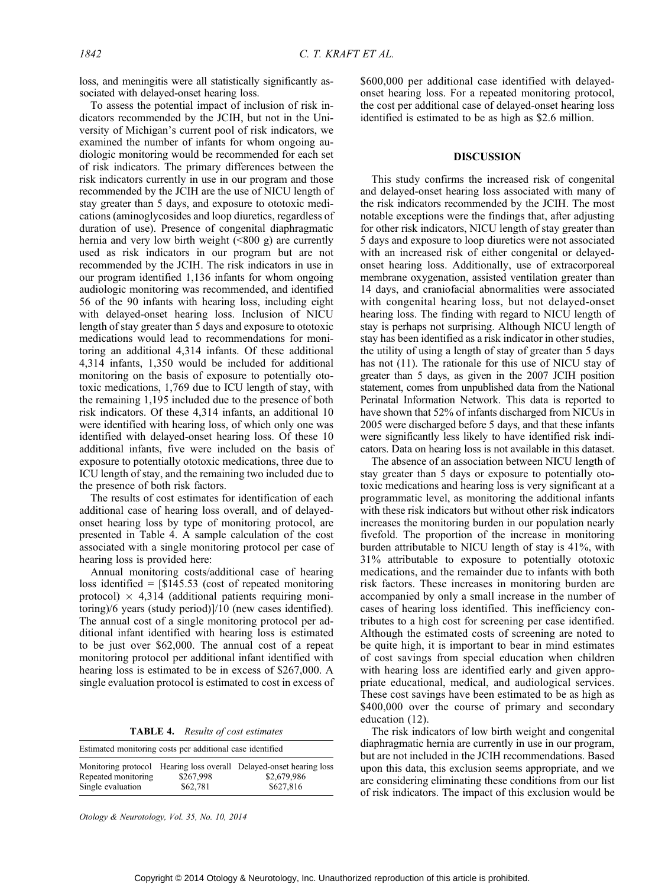loss, and meningitis were all statistically significantly associated with delayed-onset hearing loss.

To assess the potential impact of inclusion of risk indicators recommended by the JCIH, but not in the University of Michigan's current pool of risk indicators, we examined the number of infants for whom ongoing audiologic monitoring would be recommended for each set of risk indicators. The primary differences between the risk indicators currently in use in our program and those recommended by the JCIH are the use of NICU length of stay greater than 5 days, and exposure to ototoxic medications (aminoglycosides and loop diuretics, regardless of duration of use). Presence of congenital diaphragmatic hernia and very low birth weight (<800 g) are currently used as risk indicators in our program but are not recommended by the JCIH. The risk indicators in use in our program identified 1,136 infants for whom ongoing audiologic monitoring was recommended, and identified 56 of the 90 infants with hearing loss, including eight with delayed-onset hearing loss. Inclusion of NICU length of stay greater than 5 days and exposure to ototoxic medications would lead to recommendations for monitoring an additional 4,314 infants. Of these additional 4,314 infants, 1,350 would be included for additional monitoring on the basis of exposure to potentially ototoxic medications, 1,769 due to ICU length of stay, with the remaining 1,195 included due to the presence of both risk indicators. Of these 4,314 infants, an additional 10 were identified with hearing loss, of which only one was identified with delayed-onset hearing loss. Of these 10 additional infants, five were included on the basis of exposure to potentially ototoxic medications, three due to ICU length of stay, and the remaining two included due to the presence of both risk factors.

The results of cost estimates for identification of each additional case of hearing loss overall, and of delayed-onset hearing loss by type of monitoring protocol, are presented in Table 4. A sample calculation of the cost associated with a single monitoring protocol per case of hearing loss is provided here:

Annual monitoring costs/additional case of hearing loss identified = [$145.53 (cost of repeated monitoring protocol) × 4,314 (additional patients requiring monitoring)/6 years (study period)]/10 (new cases identified). The annual cost of a single monitoring protocol per additional infant identified with hearing loss is estimated to be just over $62,000. The annual cost of a repeat monitoring protocol per additional infant identified with hearing loss is estimated to be in excess of $267,000. A single evaluation protocol is estimated to cost in excess of $600,000 per additional case identified with delayed-onset hearing loss. For a repeated monitoring protocol, the cost per additional case of delayed-onset hearing loss identified is estimated to be as high as $2.6 million.

**TABLE 4.** *Results of cost estimates*

| Estimated monitoring costs per additional case identified | | |
|---|---|---|
| Monitoring protocol | Hearing loss overall | Delayed-onset hearing loss |
| Repeated monitoring | $267,998 | $2,679,986 |
| Single evaluation | $62,781 | $627,816 |

## DISCUSSION

This study confirms the increased risk of congenital and delayed-onset hearing loss associated with many of the risk indicators recommended by the JCIH. The most notable exceptions were the findings that, after adjusting for other risk indicators, NICU length of stay greater than 5 days and exposure to loop diuretics were not associated with an increased risk of either congenital or delayed-onset hearing loss. Additionally, use of extracorporeal membrane oxygenation, assisted ventilation greater than 14 days, and craniofacial abnormalities were associated with congenital hearing loss, but not delayed-onset hearing loss. The finding with regard to NICU length of stay is perhaps not surprising. Although NICU length of stay has been identified as a risk indicator in other studies, the utility of using a length of stay of greater than 5 days has not (11). The rationale for this use of NICU stay of greater than 5 days, as given in the 2007 JCIH position statement, comes from unpublished data from the National Perinatal Information Network. This data is reported to have shown that 52% of infants discharged from NICUs in 2005 were discharged before 5 days, and that these infants were significantly less likely to have identified risk indicators. Data on hearing loss is not available in this dataset.

The absence of an association between NICU length of stay greater than 5 days or exposure to potentially ototoxic medications and hearing loss is very significant at a programmatic level, as monitoring the additional infants with these risk indicators but without other risk indicators increases the monitoring burden in our population nearly fivefold. The proportion of the increase in monitoring burden attributable to NICU length of stay is 41%, with 31% attributable to exposure to potentially ototoxic medications, and the remainder due to infants with both risk factors. These increases in monitoring burden are accompanied by only a small increase in the number of cases of hearing loss identified. This inefficiency contributes to a high cost for screening per case identified. Although the estimated costs of screening are noted to be quite high, it is important to bear in mind estimates of cost savings from special education when children with hearing loss are identified early and given appropriate educational, medical, and audiological services. These cost savings have been estimated to be as high as $400,000 over the course of primary and secondary education (12).

The risk indicators of low birth weight and congenital diaphragmatic hernia are currently in use in our program, but are not included in the JCIH recommendations. Based upon this data, this exclusion seems appropriate, and we are considering eliminating these conditions from our list of risk indicators. The impact of this exclusion would be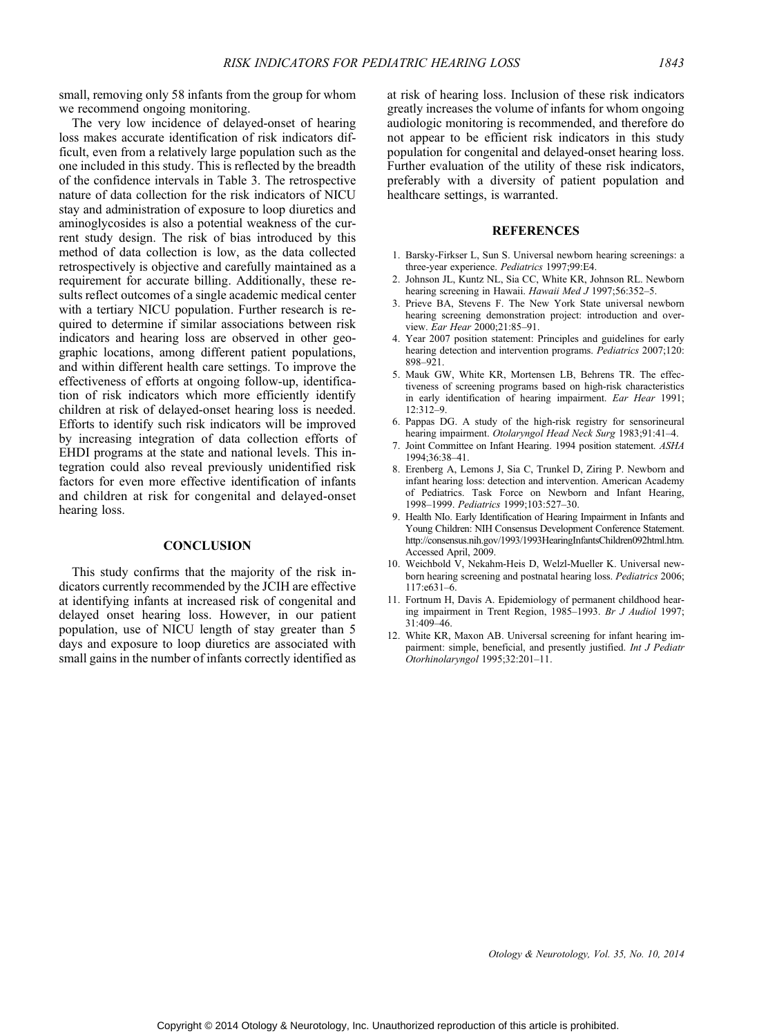small, removing only 58 infants from the group for whom we recommend ongoing monitoring.

The very low incidence of delayed-onset of hearing loss makes accurate identification of risk indicators difficult, even from a relatively large population such as the one included in this study. This is reflected by the breadth of the confidence intervals in Table 3. The retrospective nature of data collection for the risk indicators of NICU stay and administration of exposure to loop diuretics and aminoglycosides is also a potential weakness of the current study design. The risk of bias introduced by this method of data collection is low, as the data collected retrospectively is objective and carefully maintained as a requirement for accurate billing. Additionally, these results reflect outcomes of a single academic medical center with a tertiary NICU population. Further research is required to determine if similar associations between risk indicators and hearing loss are observed in other geographic locations, among different patient populations, and within different health care settings. To improve the effectiveness of efforts at ongoing follow-up, identification of risk indicators which more efficiently identify children at risk of delayed-onset hearing loss is needed. Efforts to identify such risk indicators will be improved by increasing integration of data collection efforts of EHDI programs at the state and national levels. This integration could also reveal previously unidentified risk factors for even more effective identification of infants and children at risk for congenital and delayed-onset hearing loss.

## CONCLUSION

This study confirms that the majority of the risk indicators currently recommended by the JCIH are effective at identifying infants at increased risk of congenital and delayed onset hearing loss. However, in our patient population, use of NICU length of stay greater than 5 days and exposure to loop diuretics are associated with small gains in the number of infants correctly identified as at risk of hearing loss. Inclusion of these risk indicators greatly increases the volume of infants for whom ongoing audiologic monitoring is recommended, and therefore do not appear to be efficient risk indicators in this study population for congenital and delayed-onset hearing loss. Further evaluation of the utility of these risk indicators, preferably with a diversity of patient population and healthcare settings, is warranted.

## REFERENCES

1. Barsky-Firkser L, Sun S. Universal newborn hearing screenings: a three-year experience. *Pediatrics* 1997;99:E4.
2. Johnson JL, Kuntz NL, Sia CC, White KR, Johnson RL. Newborn hearing screening in Hawaii. *Hawaii Med J* 1997;56:352–5.
3. Prieve BA, Stevens F. The New York State universal newborn hearing screening demonstration project: introduction and overview. *Ear Hear* 2000;21:85–91.
4. Year 2007 position statement: Principles and guidelines for early hearing detection and intervention programs. *Pediatrics* 2007;120: 898–921.
5. Mauk GW, White KR, Mortensen LB, Behrens TR. The effectiveness of screening programs based on high-risk characteristics in early identification of hearing impairment. *Ear Hear* 1991; 12:312–9.
6. Pappas DG. A study of the high-risk registry for sensorineural hearing impairment. *Otolaryngol Head Neck Surg* 1983;91:41–4.
7. Joint Committee on Infant Hearing. 1994 position statement. *ASHA* 1994;36:38–41.
8. Erenberg A, Lemons J, Sia C, Trunkel D, Ziring P. Newborn and infant hearing loss: detection and intervention. American Academy of Pediatrics. Task Force on Newborn and Infant Hearing, 1998–1999. *Pediatrics* 1999;103:527–30.
9. Health NIo. Early Identification of Hearing Impairment in Infants and Young Children: NIH Consensus Development Conference Statement. http://consensus.nih.gov/1993/1993HearingInfantsChildren092html.htm. Accessed April, 2009.
10. Weichbold V, Nekahm-Heis D, Welzl-Mueller K. Universal newborn hearing screening and postnatal hearing loss. *Pediatrics* 2006; 117:e631–6.
11. Fortnum H, Davis A. Epidemiology of permanent childhood hearing impairment in Trent Region, 1985–1993. *Br J Audiol* 1997; 31:409–46.
12. White KR, Maxon AB. Universal screening for infant hearing impairment: simple, beneficial, and presently justified. *Int J Pediatr Otorhinolaryngol* 1995;32:201–11.